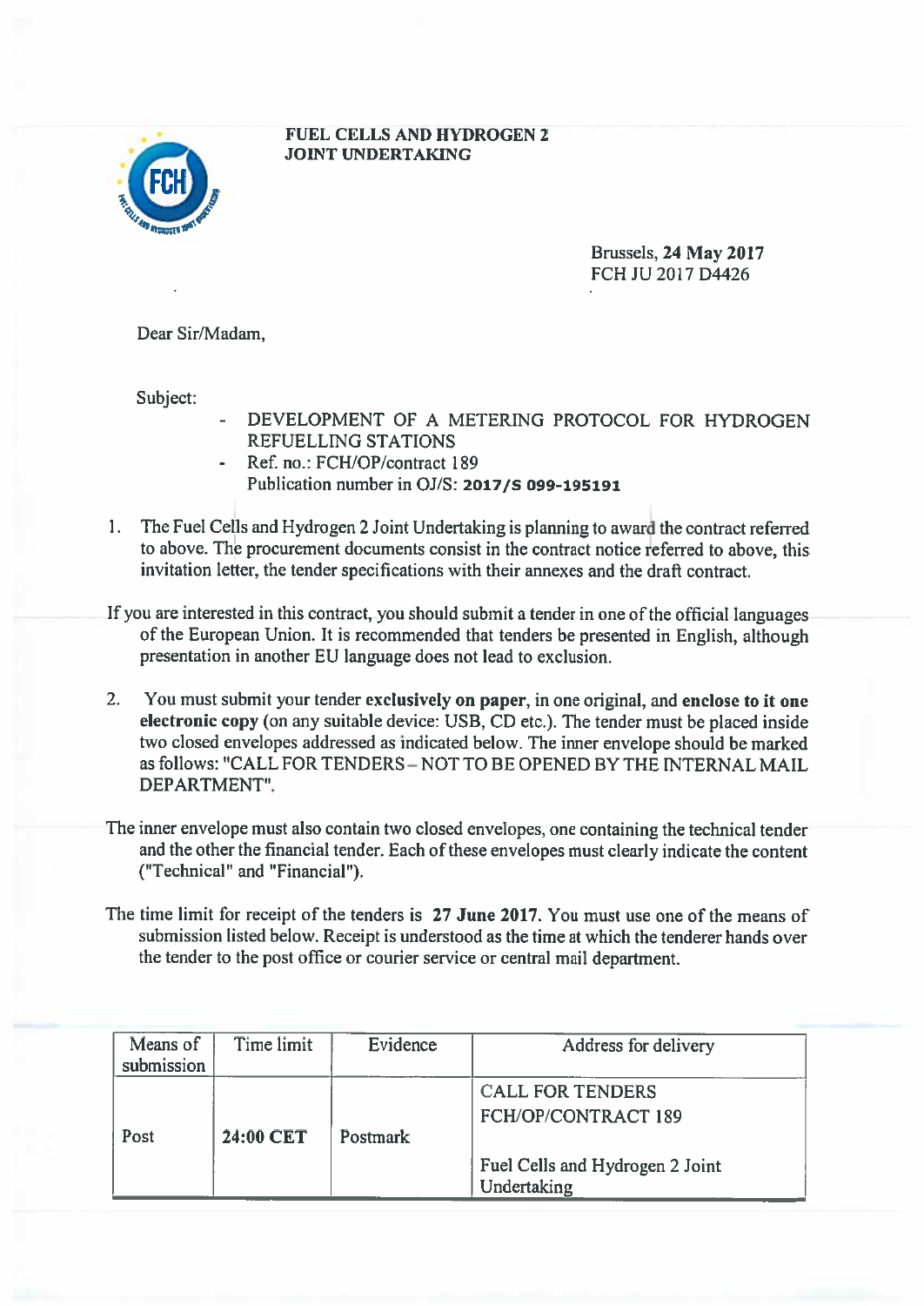**FUEL CELLS AND HYDROGEN 2 JOINT UNDERTAKING**

Brussels, **24 May 2017**
FCH JU 2017 D4426

Dear Sir/Madam,

Subject:

- DEVELOPMENT OF A METERING PROTOCOL FOR HYDROGEN REFUELLING STATIONS
- Ref. no.: FCH/OP/contract 189
  Publication number in OJ/S: **2017/S 099-195191**

1. The Fuel Cells and Hydrogen 2 Joint Undertaking is planning to award the contract referred to above. The procurement documents consist in the contract notice referred to above, this invitation letter, the tender specifications with their annexes and the draft contract.

If you are interested in this contract, you should submit a tender in one of the official languages of the European Union. It is recommended that tenders be presented in English, although presentation in another EU language does not lead to exclusion.

2. You must submit your tender **exclusively on paper**, in one original, and **enclose to it one electronic copy** (on any suitable device: USB, CD etc.). The tender must be placed inside two closed envelopes addressed as indicated below. The inner envelope should be marked as follows: "CALL FOR TENDERS – NOT TO BE OPENED BY THE INTERNAL MAIL DEPARTMENT".

The inner envelope must also contain two closed envelopes, one containing the technical tender and the other the financial tender. Each of these envelopes must clearly indicate the content ("Technical" and "Financial").

The time limit for receipt of the tenders is **27 June 2017.** You must use one of the means of submission listed below. Receipt is understood as the time at which the tenderer hands over the tender to the post office or courier service or central mail department.

| Means of submission | Time limit | Evidence | Address for delivery |
|---|---|---|---|
| Post | **24:00 CET** | Postmark | CALL FOR TENDERS<br>FCH/OP/CONTRACT 189<br><br>Fuel Cells and Hydrogen 2 Joint Undertaking |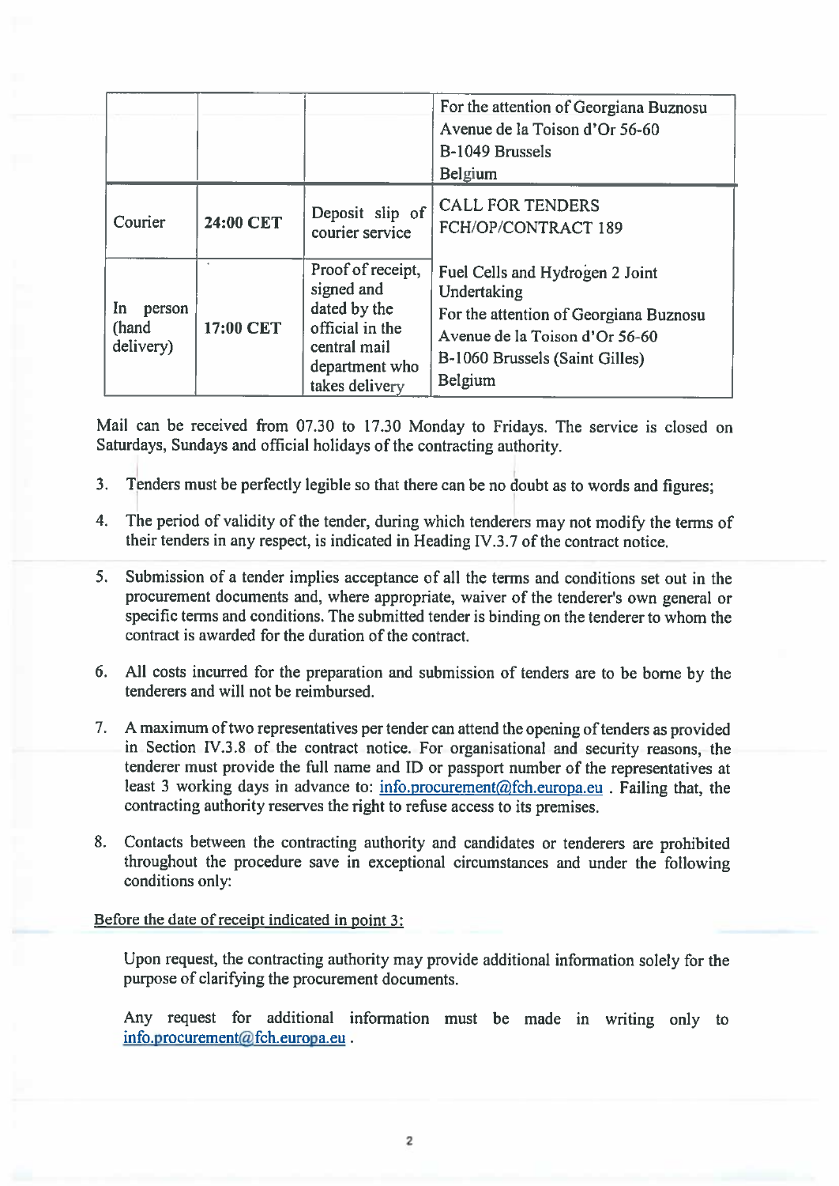|  |  |  | For the attention of Georgiana Buznosu<br>Avenue de la Toison d'Or 56-60<br>B-1049 Brussels<br>Belgium |
| --- | --- | --- | --- |
| Courier | **24:00 CET** | Deposit slip of courier service | CALL FOR TENDERS<br>FCH/OP/CONTRACT 189 |
| In person (hand delivery) | **17:00 CET** | Proof of receipt, signed and dated by the official in the central mail department who takes delivery | Fuel Cells and Hydrogen 2 Joint Undertaking<br>For the attention of Georgiana Buznosu<br>Avenue de la Toison d'Or 56-60<br>B-1060 Brussels (Saint Gilles)<br>Belgium |

Mail can be received from 07.30 to 17.30 Monday to Fridays. The service is closed on Saturdays, Sundays and official holidays of the contracting authority.

3. Tenders must be perfectly legible so that there can be no doubt as to words and figures;

4. The period of validity of the tender, during which tenderers may not modify the terms of their tenders in any respect, is indicated in Heading IV.3.7 of the contract notice.

5. Submission of a tender implies acceptance of all the terms and conditions set out in the procurement documents and, where appropriate, waiver of the tenderer's own general or specific terms and conditions. The submitted tender is binding on the tenderer to whom the contract is awarded for the duration of the contract.

6. All costs incurred for the preparation and submission of tenders are to be borne by the tenderers and will not be reimbursed.

7. A maximum of two representatives per tender can attend the opening of tenders as provided in Section IV.3.8 of the contract notice. For organisational and security reasons, the tenderer must provide the full name and ID or passport number of the representatives at least 3 working days in advance to: info.procurement@fch.europa.eu . Failing that, the contracting authority reserves the right to refuse access to its premises.

8. Contacts between the contracting authority and candidates or tenderers are prohibited throughout the procedure save in exceptional circumstances and under the following conditions only:

<u>Before the date of receipt indicated in point 3:</u>

Upon request, the contracting authority may provide additional information solely for the purpose of clarifying the procurement documents.

Any request for additional information must be made in writing only to info.procurement@fch.europa.eu .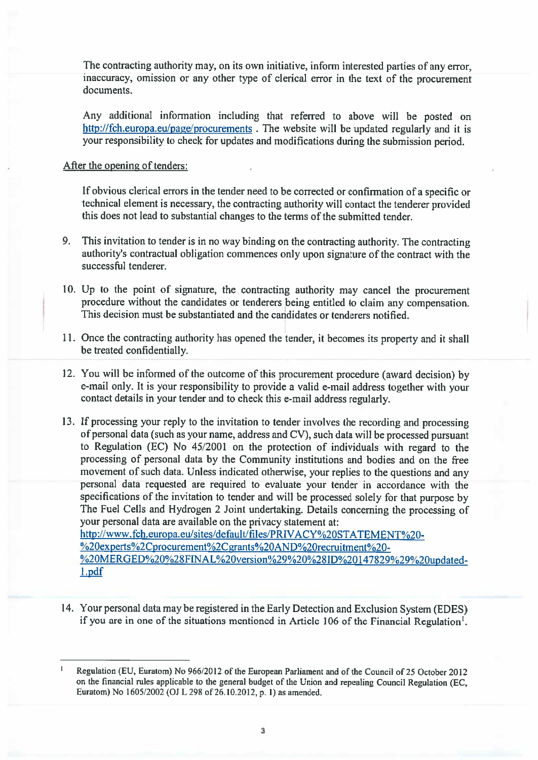The contracting authority may, on its own initiative, inform interested parties of any error, inaccuracy, omission or any other type of clerical error in the text of the procurement documents.

Any additional information including that referred to above will be posted on http://fch.europa.eu/page/procurements . The website will be updated regularly and it is your responsibility to check for updates and modifications during the submission period.

After the opening of tenders:

If obvious clerical errors in the tender need to be corrected or confirmation of a specific or technical element is necessary, the contracting authority will contact the tenderer provided this does not lead to substantial changes to the terms of the submitted tender.

9. This invitation to tender is in no way binding on the contracting authority. The contracting authority's contractual obligation commences only upon signature of the contract with the successful tenderer.

10. Up to the point of signature, the contracting authority may cancel the procurement procedure without the candidates or tenderers being entitled to claim any compensation. This decision must be substantiated and the candidates or tenderers notified.

11. Once the contracting authority has opened the tender, it becomes its property and it shall be treated confidentially.

12. You will be informed of the outcome of this procurement procedure (award decision) by e-mail only. It is your responsibility to provide a valid e-mail address together with your contact details in your tender and to check this e-mail address regularly.

13. If processing your reply to the invitation to tender involves the recording and processing of personal data (such as your name, address and CV), such data will be processed pursuant to Regulation (EC) No 45/2001 on the protection of individuals with regard to the processing of personal data by the Community institutions and bodies and on the free movement of such data. Unless indicated otherwise, your replies to the questions and any personal data requested are required to evaluate your tender in accordance with the specifications of the invitation to tender and will be processed solely for that purpose by The Fuel Cells and Hydrogen 2 Joint undertaking. Details concerning the processing of your personal data are available on the privacy statement at: http://www.fch.europa.eu/sites/default/files/PRIVACY%20STATEMENT%20-%20experts%2Cprocurement%2Cgrants%20AND%20recruitment%20-%20MERGED%20%28FINAL%20version%29%20%28ID%20147829%29%20updated-1.pdf

14. Your personal data may be registered in the Early Detection and Exclusion System (EDES) if you are in one of the situations mentioned in Article 106 of the Financial Regulation[1].

[1] Regulation (EU, Euratom) No 966/2012 of the European Parliament and of the Council of 25 October 2012 on the financial rules applicable to the general budget of the Union and repealing Council Regulation (EC, Euratom) No 1605/2002 (OJ L 298 of 26.10.2012, p. 1) as amended.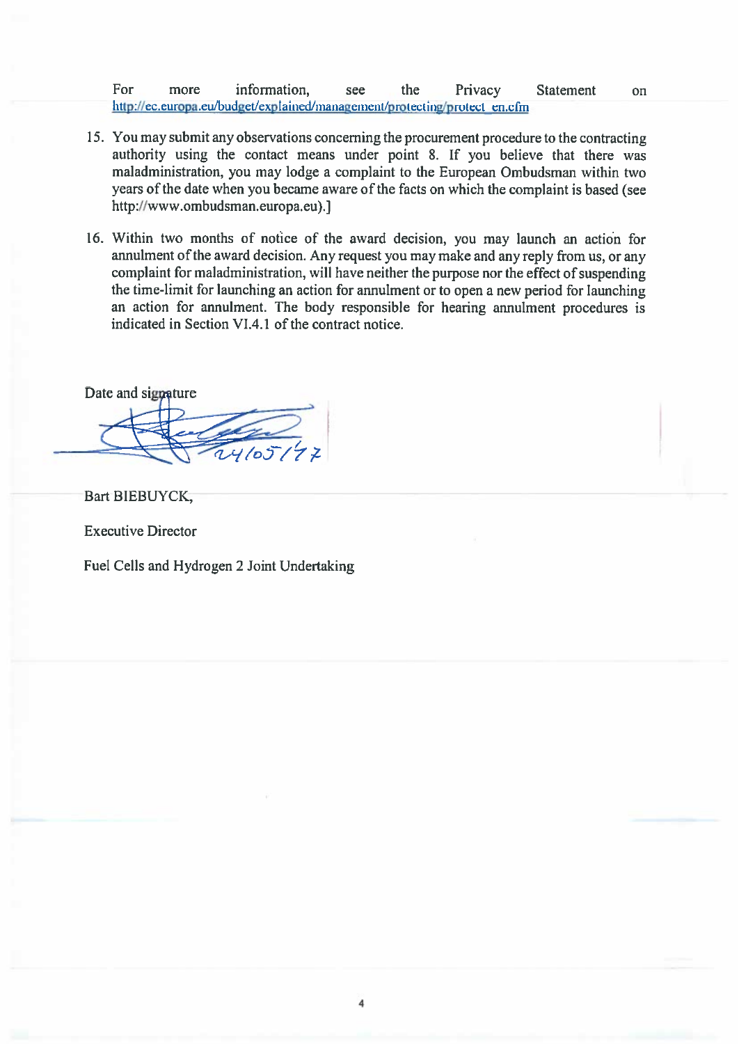For more information, see the Privacy Statement on http://ec.europa.eu/budget/explained/management/protecting/protect_en.cfm

15. You may submit any observations concerning the procurement procedure to the contracting authority using the contact means under point 8. If you believe that there was maladministration, you may lodge a complaint to the European Ombudsman within two years of the date when you became aware of the facts on which the complaint is based (see http://www.ombudsman.europa.eu).]

16. Within two months of notice of the award decision, you may launch an action for annulment of the award decision. Any request you may make and any reply from us, or any complaint for maladministration, will have neither the purpose nor the effect of suspending the time-limit for launching an action for annulment or to open a new period for launching an action for annulment. The body responsible for hearing annulment procedures is indicated in Section VI.4.1 of the contract notice.

Date and signature

24/05/17

Bart BIEBUYCK,

Executive Director

Fuel Cells and Hydrogen 2 Joint Undertaking